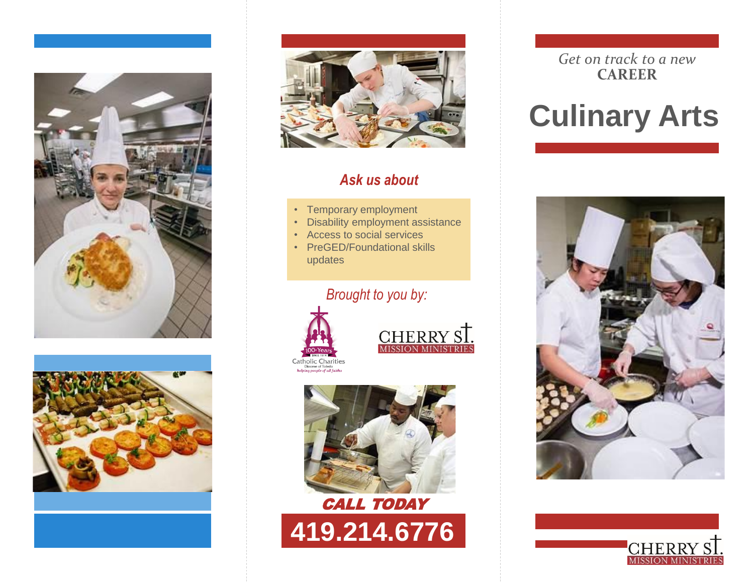*Get on track to a new*
**CAREER**

# Culinary Arts

CHERRY ST.
MISSION MINISTRIES

## *Ask us about*

- Temporary employment
- Disability employment assistance
- Access to social services
- PreGED/Foundational skills updates

*Brought to you by:*

Catholic Charities
Diocese of Toledo
*helping people of all faiths*
100+Years
SINCE 1916

CHERRY ST.
MISSION MINISTRIES

***CALL TODAY***

**419.214.6776**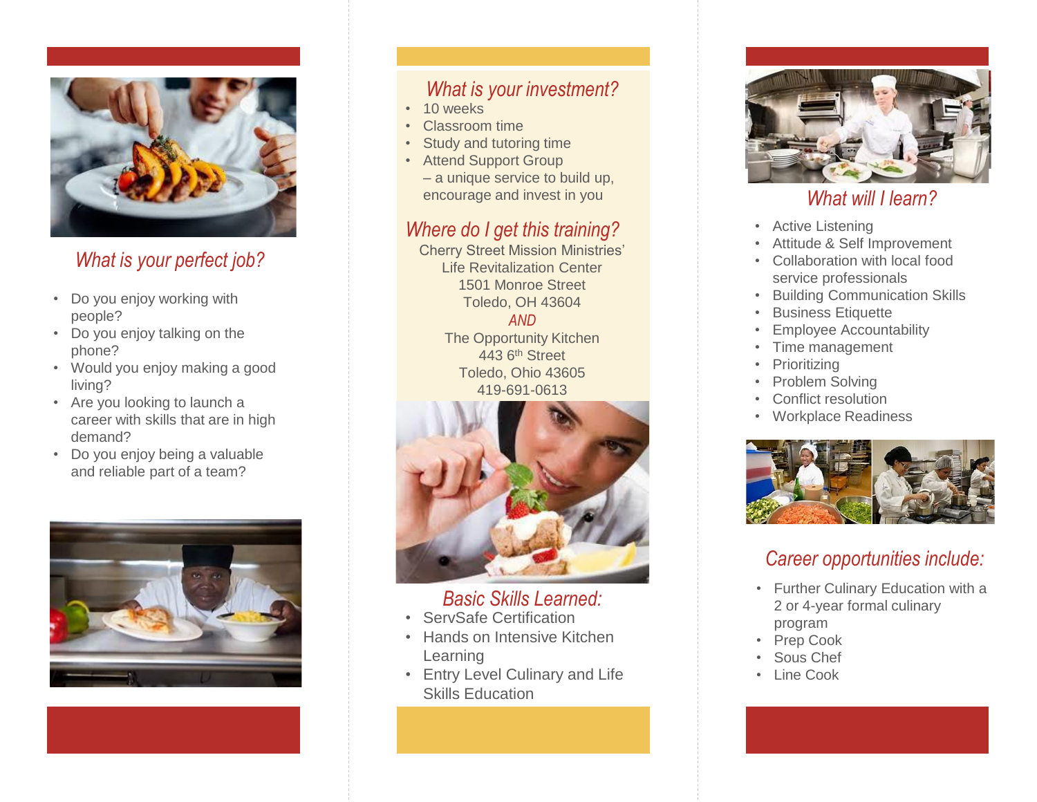## What is your perfect job?

- Do you enjoy working with people?
- Do you enjoy talking on the phone?
- Would you enjoy making a good living?
- Are you looking to launch a career with skills that are in high demand?
- Do you enjoy being a valuable and reliable part of a team?

## What is your investment?

- 10 weeks
- Classroom time
- Study and tutoring time
- Attend Support Group – a unique service to build up, encourage and invest in you

## Where do I get this training?

Cherry Street Mission Ministries'
Life Revitalization Center
1501 Monroe Street
Toledo, OH 43604

*AND*

The Opportunity Kitchen
443 6th Street
Toledo, Ohio 43605
419-691-0613

## Basic Skills Learned:

- ServSafe Certification
- Hands on Intensive Kitchen Learning
- Entry Level Culinary and Life Skills Education

## What will I learn?

- Active Listening
- Attitude & Self Improvement
- Collaboration with local food service professionals
- Building Communication Skills
- Business Etiquette
- Employee Accountability
- Time management
- Prioritizing
- Problem Solving
- Conflict resolution
- Workplace Readiness

## Career opportunities include:

- Further Culinary Education with a 2 or 4-year formal culinary program
- Prep Cook
- Sous Chef
- Line Cook